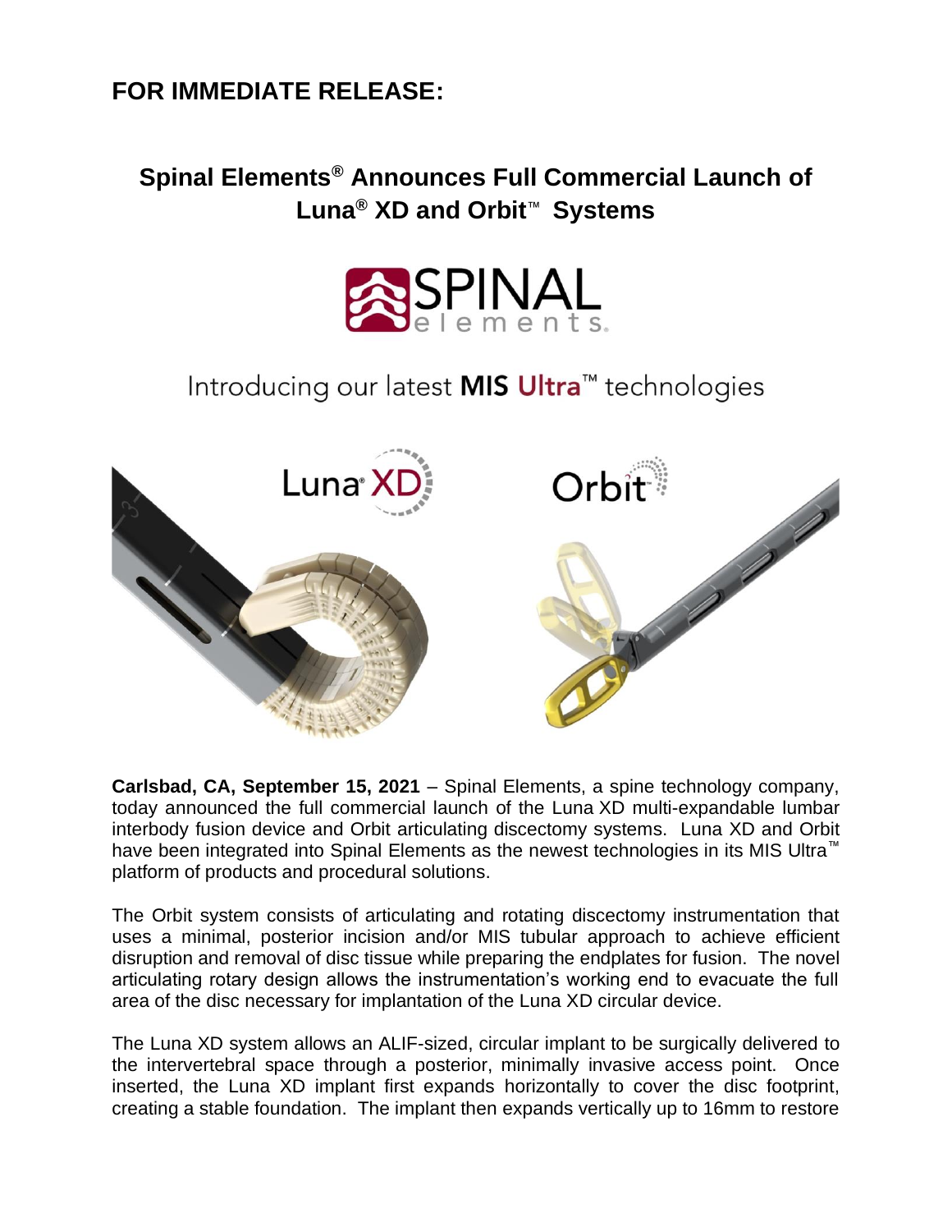# FOR IMMEDIATE RELEASE:

## Spinal Elements® Announces Full Commercial Launch of Luna® XD and Orbit™ Systems

Introducing our latest **MIS Ultra**™ technologies

**Carlsbad, CA, September 15, 2021** – Spinal Elements, a spine technology company, today announced the full commercial launch of the Luna XD multi-expandable lumbar interbody fusion device and Orbit articulating discectomy systems. Luna XD and Orbit have been integrated into Spinal Elements as the newest technologies in its MIS Ultra™ platform of products and procedural solutions.

The Orbit system consists of articulating and rotating discectomy instrumentation that uses a minimal, posterior incision and/or MIS tubular approach to achieve efficient disruption and removal of disc tissue while preparing the endplates for fusion. The novel articulating rotary design allows the instrumentation's working end to evacuate the full area of the disc necessary for implantation of the Luna XD circular device.

The Luna XD system allows an ALIF-sized, circular implant to be surgically delivered to the intervertebral space through a posterior, minimally invasive access point. Once inserted, the Luna XD implant first expands horizontally to cover the disc footprint, creating a stable foundation. The implant then expands vertically up to 16mm to restore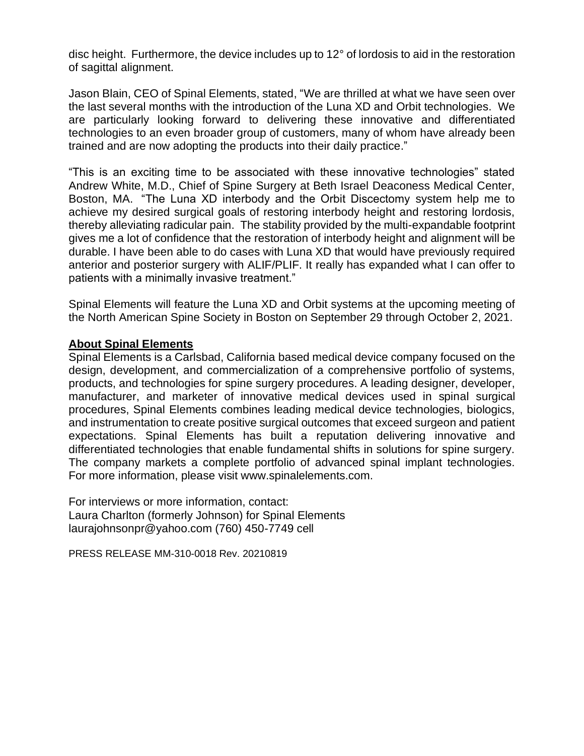disc height. Furthermore, the device includes up to 12° of lordosis to aid in the restoration of sagittal alignment.

Jason Blain, CEO of Spinal Elements, stated, "We are thrilled at what we have seen over the last several months with the introduction of the Luna XD and Orbit technologies. We are particularly looking forward to delivering these innovative and differentiated technologies to an even broader group of customers, many of whom have already been trained and are now adopting the products into their daily practice."

"This is an exciting time to be associated with these innovative technologies" stated Andrew White, M.D., Chief of Spine Surgery at Beth Israel Deaconess Medical Center, Boston, MA. "The Luna XD interbody and the Orbit Discectomy system help me to achieve my desired surgical goals of restoring interbody height and restoring lordosis, thereby alleviating radicular pain. The stability provided by the multi-expandable footprint gives me a lot of confidence that the restoration of interbody height and alignment will be durable. I have been able to do cases with Luna XD that would have previously required anterior and posterior surgery with ALIF/PLIF. It really has expanded what I can offer to patients with a minimally invasive treatment."

Spinal Elements will feature the Luna XD and Orbit systems at the upcoming meeting of the North American Spine Society in Boston on September 29 through October 2, 2021.

**About Spinal Elements**

Spinal Elements is a Carlsbad, California based medical device company focused on the design, development, and commercialization of a comprehensive portfolio of systems, products, and technologies for spine surgery procedures. A leading designer, developer, manufacturer, and marketer of innovative medical devices used in spinal surgical procedures, Spinal Elements combines leading medical device technologies, biologics, and instrumentation to create positive surgical outcomes that exceed surgeon and patient expectations. Spinal Elements has built a reputation delivering innovative and differentiated technologies that enable fundamental shifts in solutions for spine surgery. The company markets a complete portfolio of advanced spinal implant technologies. For more information, please visit www.spinalelements.com.

For interviews or more information, contact:
Laura Charlton (formerly Johnson) for Spinal Elements
laurajohnsonpr@yahoo.com (760) 450-7749 cell

PRESS RELEASE MM-310-0018 Rev. 20210819